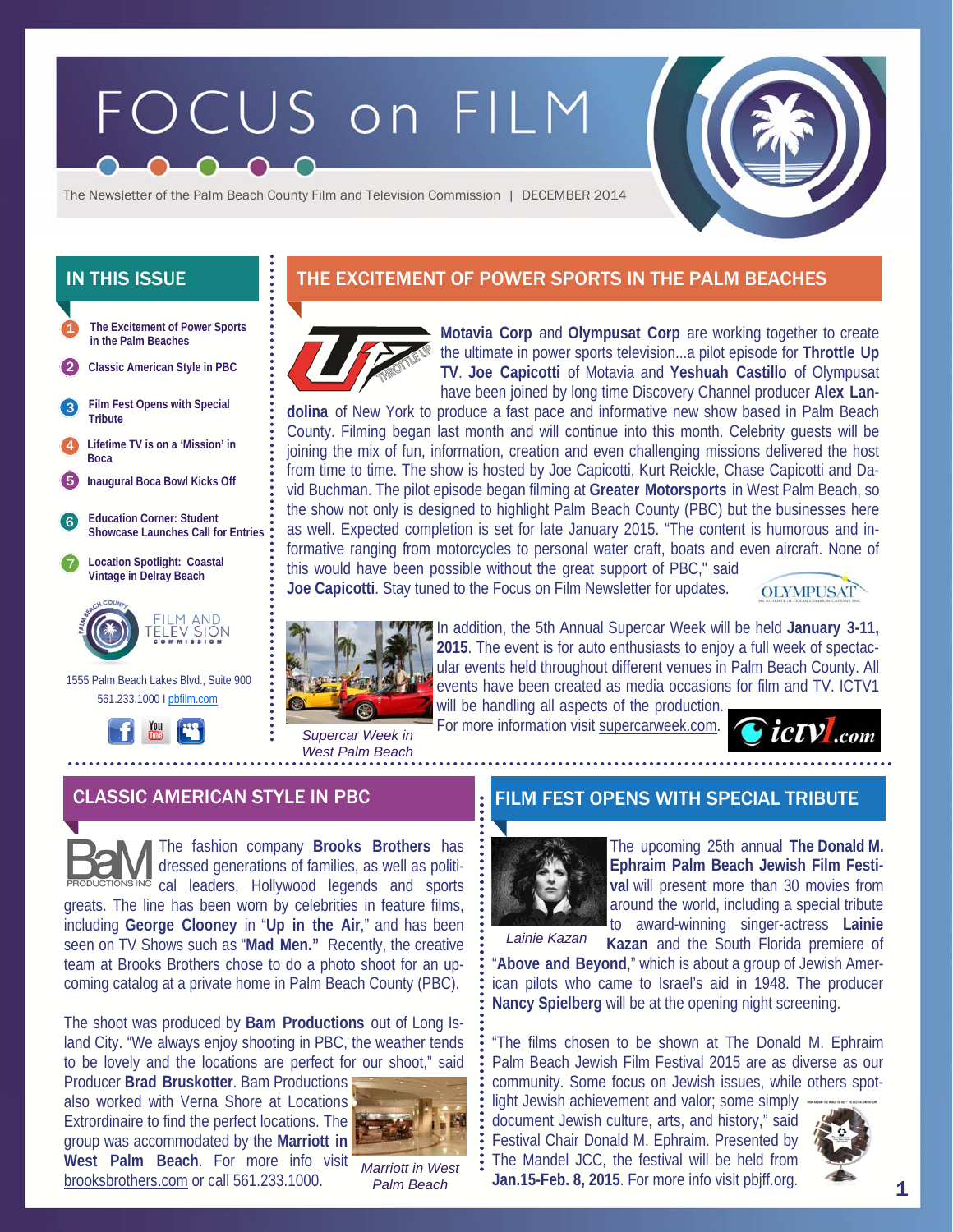# FOCUS on FILM

The Newsletter of the Palm Beach County Film and Television Commission | DECEMBER 2014

## IN THIS ISSUE

1. The Excitement of Power Sports in the Palm Beaches
2. Classic American Style in PBC
3. Film Fest Opens with Special Tribute
4. Lifetime TV is on a 'Mission' in Boca
5. Inaugural Boca Bowl Kicks Off
6. Education Corner: Student Showcase Launches Call for Entries
7. Location Spotlight: Coastal Vintage in Delray Beach

1555 Palm Beach Lakes Blvd., Suite 900
561.233.1000 I pbfilm.com

## THE EXCITEMENT OF POWER SPORTS IN THE PALM BEACHES

**Motavia Corp** and **Olympusat Corp** are working together to create the ultimate in power sports television...a pilot episode for **Throttle Up TV**. **Joe Capicotti** of Motavia and **Yeshuah Castillo** of Olympusat have been joined by long time Discovery Channel producer **Alex Landolina** of New York to produce a fast pace and informative new show based in Palm Beach County. Filming began last month and will continue into this month. Celebrity guests will be joining the mix of fun, information, creation and even challenging missions delivered the host from time to time. The show is hosted by Joe Capicotti, Kurt Reickle, Chase Capicotti and David Buchman. The pilot episode began filming at **Greater Motorsports** in West Palm Beach, so the show not only is designed to highlight Palm Beach County (PBC) but the businesses here as well. Expected completion is set for late January 2015. "The content is humorous and informative ranging from motorcycles to personal water craft, boats and even aircraft. None of this would have been possible without the great support of PBC," said **Joe Capicotti**. Stay tuned to the Focus on Film Newsletter for updates.

In addition, the 5th Annual Supercar Week will be held **January 3-11, 2015**. The event is for auto enthusiasts to enjoy a full week of spectacular events held throughout different venues in Palm Beach County. All events have been created as media occasions for film and TV. ICTV1 will be handling all aspects of the production. For more information visit supercarweek.com.

*Supercar Week in West Palm Beach*

## CLASSIC AMERICAN STYLE IN PBC

The fashion company **Brooks Brothers** has dressed generations of families, as well as political leaders, Hollywood legends and sports greats. The line has been worn by celebrities in feature films, including **George Clooney** in "**Up in the Air**," and has been seen on TV Shows such as "**Mad Men.**" Recently, the creative team at Brooks Brothers chose to do a photo shoot for an upcoming catalog at a private home in Palm Beach County (PBC).

The shoot was produced by **Bam Productions** out of Long Island City. "We always enjoy shooting in PBC, the weather tends to be lovely and the locations are perfect for our shoot," said Producer **Brad Bruskotter**. Bam Productions also worked with Verna Shore at Locations Extrordinaire to find the perfect locations. The group was accommodated by the **Marriott in West Palm Beach**. For more info visit brooksbrothers.com or call 561.233.1000.

*Marriott in West Palm Beach*

## FILM FEST OPENS WITH SPECIAL TRIBUTE

The upcoming 25th annual **The Donald M. Ephraim Palm Beach Jewish Film Festival** will present more than 30 movies from around the world, including a special tribute to award-winning singer-actress **Lainie Kazan** and the South Florida premiere of "**Above and Beyond**," which is about a group of Jewish American pilots who came to Israel's aid in 1948. The producer **Nancy Spielberg** will be at the opening night screening.

*Lainie Kazan*

"The films chosen to be shown at The Donald M. Ephraim Palm Beach Jewish Film Festival 2015 are as diverse as our community. Some focus on Jewish issues, while others spotlight Jewish achievement and valor; some simply document Jewish culture, arts, and history," said Festival Chair Donald M. Ephraim. Presented by The Mandel JCC, the festival will be held from **Jan.15-Feb. 8, 2015**. For more info visit pbjff.org.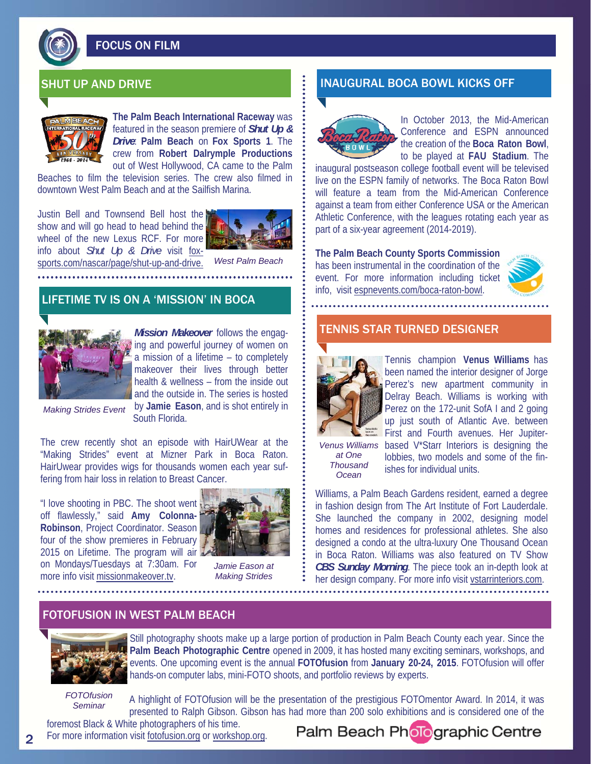# FOCUS ON FILM

## SHUT UP AND DRIVE

**The Palm Beach International Raceway** was featured in the season premiere of ***Shut Up & Drive*: Palm Beach** on **Fox Sports 1**. The crew from **Robert Dalrymple Productions** out of West Hollywood, CA came to the Palm Beaches to film the television series. The crew also filmed in downtown West Palm Beach and at the Sailfish Marina.

Justin Bell and Townsend Bell host the show and will go head to head behind the wheel of the new Lexus RCF. For more info about *Shut Up & Drive* visit fox-sports.com/nascar/page/shut-up-and-drive.

*West Palm Beach*

## LIFETIME TV IS ON A 'MISSION' IN BOCA

***Mission Makeover*** follows the engaging and powerful journey of women on a mission of a lifetime – to completely makeover their lives through better health & wellness – from the inside out and the outside in. The series is hosted by **Jamie Eason**, and is shot entirely in South Florida.

*Making Strides Event*

The crew recently shot an episode with HairUWear at the "Making Strides" event at Mizner Park in Boca Raton. HairUwear provides wigs for thousands women each year suffering from hair loss in relation to Breast Cancer.

"I love shooting in PBC. The shoot went off flawlessly," said **Amy Colonna-Robinson**, Project Coordinator. Season four of the show premieres in February 2015 on Lifetime. The program will air on Mondays/Tuesdays at 7:30am. For more info visit missionmakeover.tv.

*Jamie Eason at Making Strides*

## INAUGURAL BOCA BOWL KICKS OFF

In October 2013, the Mid-American Conference and ESPN announced the creation of the **Boca Raton Bowl**, to be played at **FAU Stadium**. The inaugural postseason college football event will be televised live on the ESPN family of networks. The Boca Raton Bowl will feature a team from the Mid-American Conference against a team from either Conference USA or the American Athletic Conference, with the leagues rotating each year as part of a six-year agreement (2014-2019).

**The Palm Beach County Sports Commission** has been instrumental in the coordination of the event. For more information including ticket info, visit espnevents.com/boca-raton-bowl.

## TENNIS STAR TURNED DESIGNER

Tennis champion **Venus Williams** has been named the interior designer of Jorge Perez's new apartment community in Delray Beach. Williams is working with Perez on the 172-unit SofA I and 2 going up just south of Atlantic Ave. between First and Fourth avenues. Her Jupiter-based V*Starr Interiors is designing the lobbies, two models and some of the finishes for individual units.

*Venus Williams at One Thousand Ocean*

Williams, a Palm Beach Gardens resident, earned a degree in fashion design from The Art Institute of Fort Lauderdale. She launched the company in 2002, designing model homes and residences for professional athletes. She also designed a condo at the ultra-luxury One Thousand Ocean in Boca Raton. Williams was also featured on TV Show ***CBS Sunday Morning***. The piece took an in-depth look at her design company. For more info visit vstarrinteriors.com.

## FOTOFUSION IN WEST PALM BEACH

Still photography shoots make up a large portion of production in Palm Beach County each year. Since the **Palm Beach Photographic Centre** opened in 2009, it has hosted many exciting seminars, workshops, and events. One upcoming event is the annual **FOTOfusion** from **January 20-24, 2015**. FOTOfusion will offer hands-on computer labs, mini-FOTO shoots, and portfolio reviews by experts.

*FOTOfusion Seminar*

A highlight of FOTOfusion will be the presentation of the prestigious FOTOmentor Award. In 2014, it was presented to Ralph Gibson. Gibson has had more than 200 solo exhibitions and is considered one of the foremost Black & White photographers of his time.

For more information visit fotofusion.org or workshop.org.

Palm Beach Photographic Centre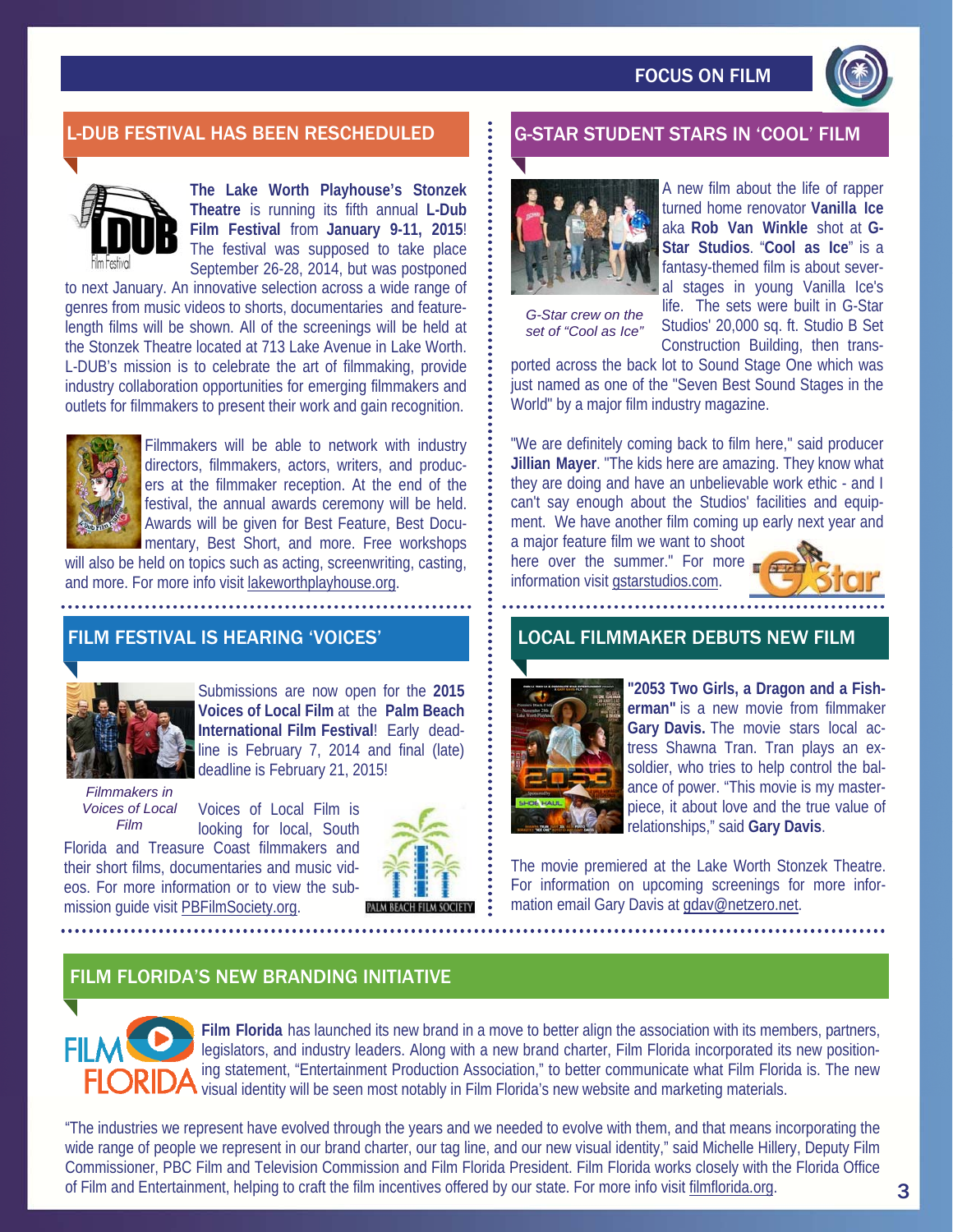## L-DUB FESTIVAL HAS BEEN RESCHEDULED

**The Lake Worth Playhouse's Stonzek Theatre** is running its fifth annual **L-Dub Film Festival** from **January 9-11, 2015**! The festival was supposed to take place September 26-28, 2014, but was postponed to next January. An innovative selection across a wide range of genres from music videos to shorts, documentaries and feature-length films will be shown. All of the screenings will be held at the Stonzek Theatre located at 713 Lake Avenue in Lake Worth. L-DUB's mission is to celebrate the art of filmmaking, provide industry collaboration opportunities for emerging filmmakers and outlets for filmmakers to present their work and gain recognition.

Filmmakers will be able to network with industry directors, filmmakers, actors, writers, and producers at the filmmaker reception. At the end of the festival, the annual awards ceremony will be held. Awards will be given for Best Feature, Best Documentary, Best Short, and more. Free workshops will also be held on topics such as acting, screenwriting, casting, and more. For more info visit lakeworthplayhouse.org.

## G-STAR STUDENT STARS IN 'COOL' FILM

*G-Star crew on the set of "Cool as Ice"*

A new film about the life of rapper turned home renovator **Vanilla Ice** aka **Rob Van Winkle** shot at **G-Star Studios**. "**Cool as Ice**" is a fantasy-themed film is about several stages in young Vanilla Ice's life. The sets were built in G-Star Studios' 20,000 sq. ft. Studio B Set Construction Building, then transported across the back lot to Sound Stage One which was just named as one of the "Seven Best Sound Stages in the World" by a major film industry magazine.

"We are definitely coming back to film here," said producer **Jillian Mayer**. "The kids here are amazing. They know what they are doing and have an unbelievable work ethic - and I can't say enough about the Studios' facilities and equipment. We have another film coming up early next year and a major feature film we want to shoot here over the summer." For more information visit gstarstudios.com.

## FILM FESTIVAL IS HEARING 'VOICES'

*Filmmakers in Voices of Local Film*

Submissions are now open for the **2015 Voices of Local Film** at the **Palm Beach International Film Festival**! Early deadline is February 7, 2014 and final (late) deadline is February 21, 2015!

Voices of Local Film is looking for local, South Florida and Treasure Coast filmmakers and their short films, documentaries and music videos. For more information or to view the submission guide visit PBFilmSociety.org.

## LOCAL FILMMAKER DEBUTS NEW FILM

**"2053 Two Girls, a Dragon and a Fisherman"** is a new movie from filmmaker **Gary Davis.** The movie stars local actress Shawna Tran. Tran plays an ex-soldier, who tries to help control the balance of power. "This movie is my masterpiece, it about love and the true value of relationships," said **Gary Davis**.

The movie premiered at the Lake Worth Stonzek Theatre. For information on upcoming screenings for more information email Gary Davis at gdav@netzero.net.

## FILM FLORIDA'S NEW BRANDING INITIATIVE

**Film Florida** has launched its new brand in a move to better align the association with its members, partners, legislators, and industry leaders. Along with a new brand charter, Film Florida incorporated its new positioning statement, "Entertainment Production Association," to better communicate what Film Florida is. The new visual identity will be seen most notably in Film Florida's new website and marketing materials.

"The industries we represent have evolved through the years and we needed to evolve with them, and that means incorporating the wide range of people we represent in our brand charter, our tag line, and our new visual identity," said Michelle Hillery, Deputy Film Commissioner, PBC Film and Television Commission and Film Florida President. Film Florida works closely with the Florida Office of Film and Entertainment, helping to craft the film incentives offered by our state. For more info visit filmflorida.org.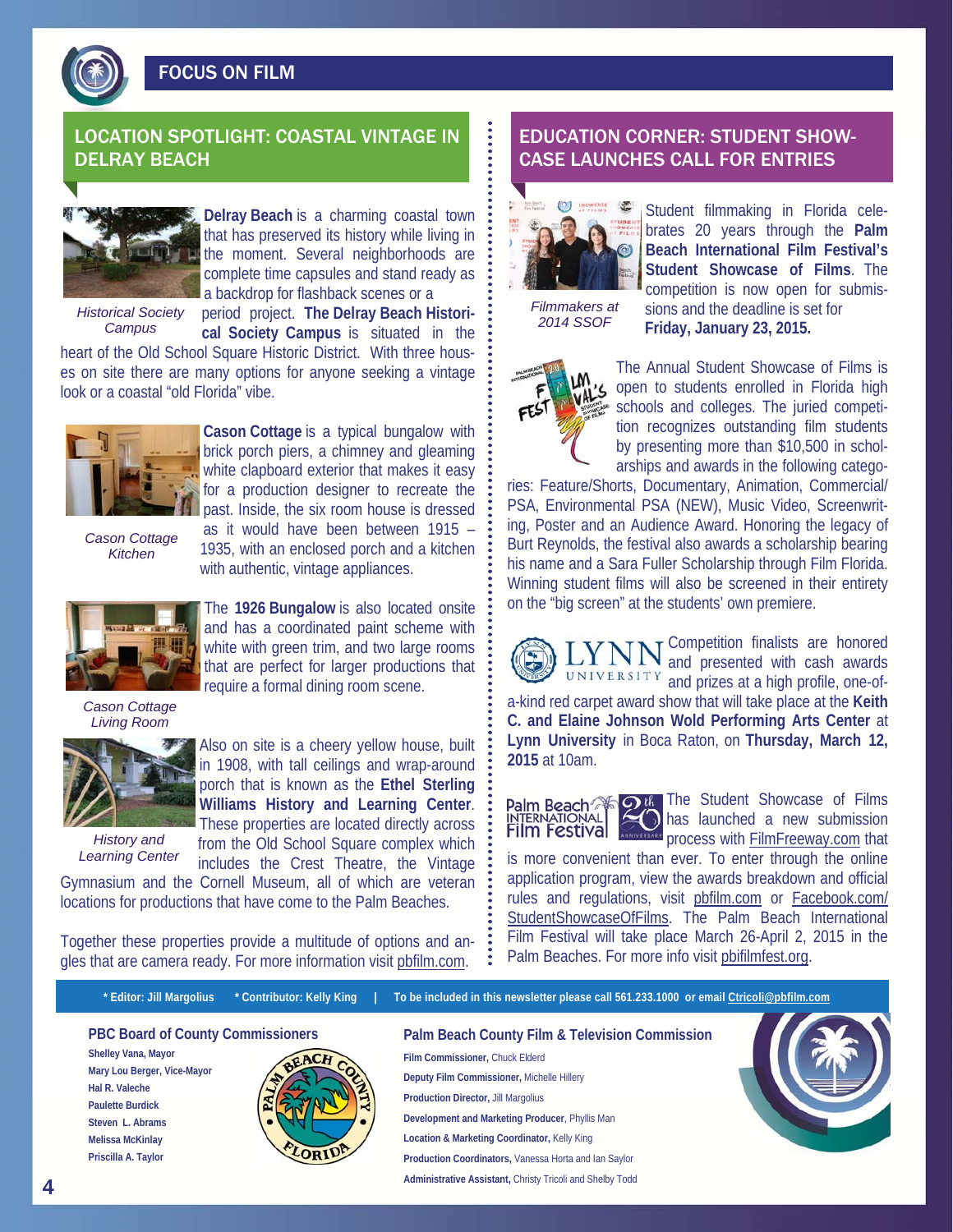# FOCUS ON FILM

## LOCATION SPOTLIGHT: COASTAL VINTAGE IN DELRAY BEACH

*Historical Society Campus*

**Delray Beach** is a charming coastal town that has preserved its history while living in the moment. Several neighborhoods are complete time capsules and stand ready as a backdrop for flashback scenes or a period project. **The Delray Beach Historical Society Campus** is situated in the heart of the Old School Square Historic District. With three houses on site there are many options for anyone seeking a vintage look or a coastal "old Florida" vibe.

*Cason Cottage Kitchen*

**Cason Cottage** is a typical bungalow with brick porch piers, a chimney and gleaming white clapboard exterior that makes it easy for a production designer to recreate the past. Inside, the six room house is dressed as it would have been between 1915 – 1935, with an enclosed porch and a kitchen with authentic, vintage appliances.

*Cason Cottage Living Room*

The **1926 Bungalow** is also located onsite and has a coordinated paint scheme with white with green trim, and two large rooms that are perfect for larger productions that require a formal dining room scene.

*History and Learning Center*

Also on site is a cheery yellow house, built in 1908, with tall ceilings and wrap-around porch that is known as the **Ethel Sterling Williams History and Learning Center**. These properties are located directly across from the Old School Square complex which includes the Crest Theatre, the Vintage Gymnasium and the Cornell Museum, all of which are veteran locations for productions that have come to the Palm Beaches.

Together these properties provide a multitude of options and angles that are camera ready. For more information visit pbfilm.com.

## EDUCATION CORNER: STUDENT SHOWCASE LAUNCHES CALL FOR ENTRIES

*Filmmakers at 2014 SSOF*

Student filmmaking in Florida celebrates 20 years through the **Palm Beach International Film Festival's Student Showcase of Films**. The competition is now open for submissions and the deadline is set for **Friday, January 23, 2015.**

The Annual Student Showcase of Films is open to students enrolled in Florida high schools and colleges. The juried competition recognizes outstanding film students by presenting more than $10,500 in scholarships and awards in the following categories: Feature/Shorts, Documentary, Animation, Commercial/PSA, Environmental PSA (NEW), Music Video, Screenwriting, Poster and an Audience Award. Honoring the legacy of Burt Reynolds, the festival also awards a scholarship bearing his name and a Sara Fuller Scholarship through Film Florida. Winning student films will also be screened in their entirety on the "big screen" at the students' own premiere.

Competition finalists are honored and presented with cash awards and prizes at a high profile, one-of-a-kind red carpet award show that will take place at the **Keith C. and Elaine Johnson Wold Performing Arts Center** at **Lynn University** in Boca Raton, on **Thursday, March 12, 2015** at 10am.

The Student Showcase of Films has launched a new submission process with FilmFreeway.com that is more convenient than ever. To enter through the online application program, view the awards breakdown and official rules and regulations, visit pbfilm.com or Facebook.com/StudentShowcaseOfFilms. The Palm Beach International Film Festival will take place March 26-April 2, 2015 in the Palm Beaches. For more info visit pbifilmfest.org.

\* Editor: Jill Margolius \* Contributor: Kelly King | To be included in this newsletter please call 561.233.1000 or email Ctricoli@pbfilm.com

**PBC Board of County Commissioners**

Shelley Vana, Mayor
Mary Lou Berger, Vice-Mayor
Hal R. Valeche
Paulette Burdick
Steven L. Abrams
Melissa McKinlay
Priscilla A. Taylor

**Palm Beach County Film & Television Commission**

**Film Commissioner,** Chuck Elderd
**Deputy Film Commissioner,** Michelle Hillery
**Production Director,** Jill Margolius
**Development and Marketing Producer**, Phyllis Man
**Location & Marketing Coordinator,** Kelly King
**Production Coordinators,** Vanessa Horta and Ian Saylor
**Administrative Assistant,** Christy Tricoli and Shelby Todd